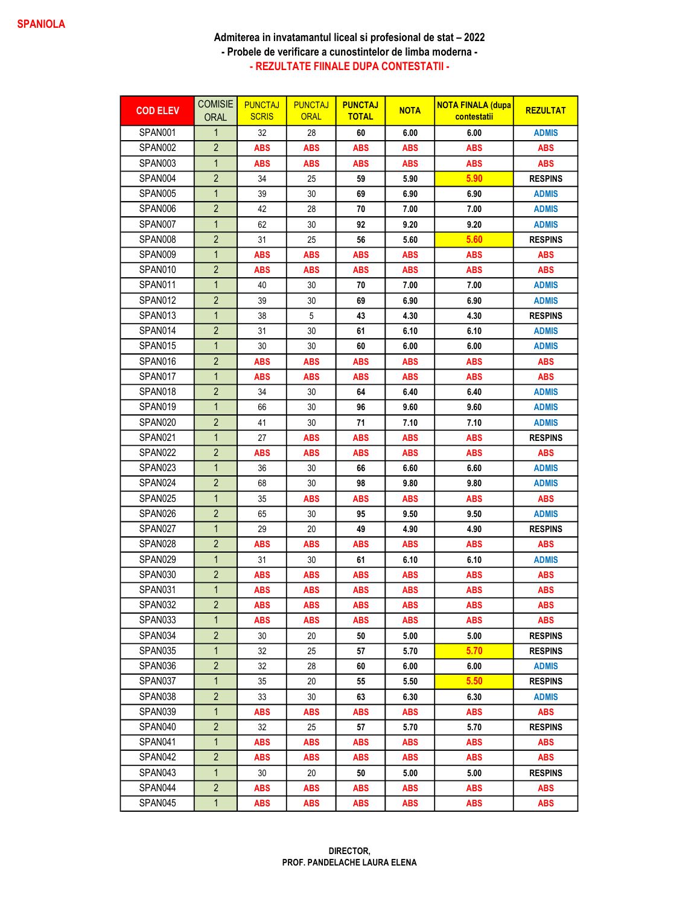SPANIOLA

Admiterea in invatamantul liceal si profesional de stat – 2022

- Probele de verificare a cunostintelor de limba moderna -

- REZULTATE FIINALE DUPA CONTESTATII -

| COD ELEV | COMISIE ORAL | PUNCTAJ SCRIS | PUNCTAJ ORAL | PUNCTAJ TOTAL | NOTA | NOTA FINALA (dupa contestatii | REZULTAT |
|---|---|---|---|---|---|---|---|
| SPAN001 | 1 | 32 | 28 | 60 | 6.00 | 6.00 | ADMIS |
| SPAN002 | 2 | ABS | ABS | ABS | ABS | ABS | ABS |
| SPAN003 | 1 | ABS | ABS | ABS | ABS | ABS | ABS |
| SPAN004 | 2 | 34 | 25 | 59 | 5.90 | 5.90 | RESPINS |
| SPAN005 | 1 | 39 | 30 | 69 | 6.90 | 6.90 | ADMIS |
| SPAN006 | 2 | 42 | 28 | 70 | 7.00 | 7.00 | ADMIS |
| SPAN007 | 1 | 62 | 30 | 92 | 9.20 | 9.20 | ADMIS |
| SPAN008 | 2 | 31 | 25 | 56 | 5.60 | 5.60 | RESPINS |
| SPAN009 | 1 | ABS | ABS | ABS | ABS | ABS | ABS |
| SPAN010 | 2 | ABS | ABS | ABS | ABS | ABS | ABS |
| SPAN011 | 1 | 40 | 30 | 70 | 7.00 | 7.00 | ADMIS |
| SPAN012 | 2 | 39 | 30 | 69 | 6.90 | 6.90 | ADMIS |
| SPAN013 | 1 | 38 | 5 | 43 | 4.30 | 4.30 | RESPINS |
| SPAN014 | 2 | 31 | 30 | 61 | 6.10 | 6.10 | ADMIS |
| SPAN015 | 1 | 30 | 30 | 60 | 6.00 | 6.00 | ADMIS |
| SPAN016 | 2 | ABS | ABS | ABS | ABS | ABS | ABS |
| SPAN017 | 1 | ABS | ABS | ABS | ABS | ABS | ABS |
| SPAN018 | 2 | 34 | 30 | 64 | 6.40 | 6.40 | ADMIS |
| SPAN019 | 1 | 66 | 30 | 96 | 9.60 | 9.60 | ADMIS |
| SPAN020 | 2 | 41 | 30 | 71 | 7.10 | 7.10 | ADMIS |
| SPAN021 | 1 | 27 | ABS | ABS | ABS | ABS | RESPINS |
| SPAN022 | 2 | ABS | ABS | ABS | ABS | ABS | ABS |
| SPAN023 | 1 | 36 | 30 | 66 | 6.60 | 6.60 | ADMIS |
| SPAN024 | 2 | 68 | 30 | 98 | 9.80 | 9.80 | ADMIS |
| SPAN025 | 1 | 35 | ABS | ABS | ABS | ABS | ABS |
| SPAN026 | 2 | 65 | 30 | 95 | 9.50 | 9.50 | ADMIS |
| SPAN027 | 1 | 29 | 20 | 49 | 4.90 | 4.90 | RESPINS |
| SPAN028 | 2 | ABS | ABS | ABS | ABS | ABS | ABS |
| SPAN029 | 1 | 31 | 30 | 61 | 6.10 | 6.10 | ADMIS |
| SPAN030 | 2 | ABS | ABS | ABS | ABS | ABS | ABS |
| SPAN031 | 1 | ABS | ABS | ABS | ABS | ABS | ABS |
| SPAN032 | 2 | ABS | ABS | ABS | ABS | ABS | ABS |
| SPAN033 | 1 | ABS | ABS | ABS | ABS | ABS | ABS |
| SPAN034 | 2 | 30 | 20 | 50 | 5.00 | 5.00 | RESPINS |
| SPAN035 | 1 | 32 | 25 | 57 | 5.70 | 5.70 | RESPINS |
| SPAN036 | 2 | 32 | 28 | 60 | 6.00 | 6.00 | ADMIS |
| SPAN037 | 1 | 35 | 20 | 55 | 5.50 | 5.50 | RESPINS |
| SPAN038 | 2 | 33 | 30 | 63 | 6.30 | 6.30 | ADMIS |
| SPAN039 | 1 | ABS | ABS | ABS | ABS | ABS | ABS |
| SPAN040 | 2 | 32 | 25 | 57 | 5.70 | 5.70 | RESPINS |
| SPAN041 | 1 | ABS | ABS | ABS | ABS | ABS | ABS |
| SPAN042 | 2 | ABS | ABS | ABS | ABS | ABS | ABS |
| SPAN043 | 1 | 30 | 20 | 50 | 5.00 | 5.00 | RESPINS |
| SPAN044 | 2 | ABS | ABS | ABS | ABS | ABS | ABS |
| SPAN045 | 1 | ABS | ABS | ABS | ABS | ABS | ABS |

DIRECTOR,

PROF. PANDELACHE LAURA ELENA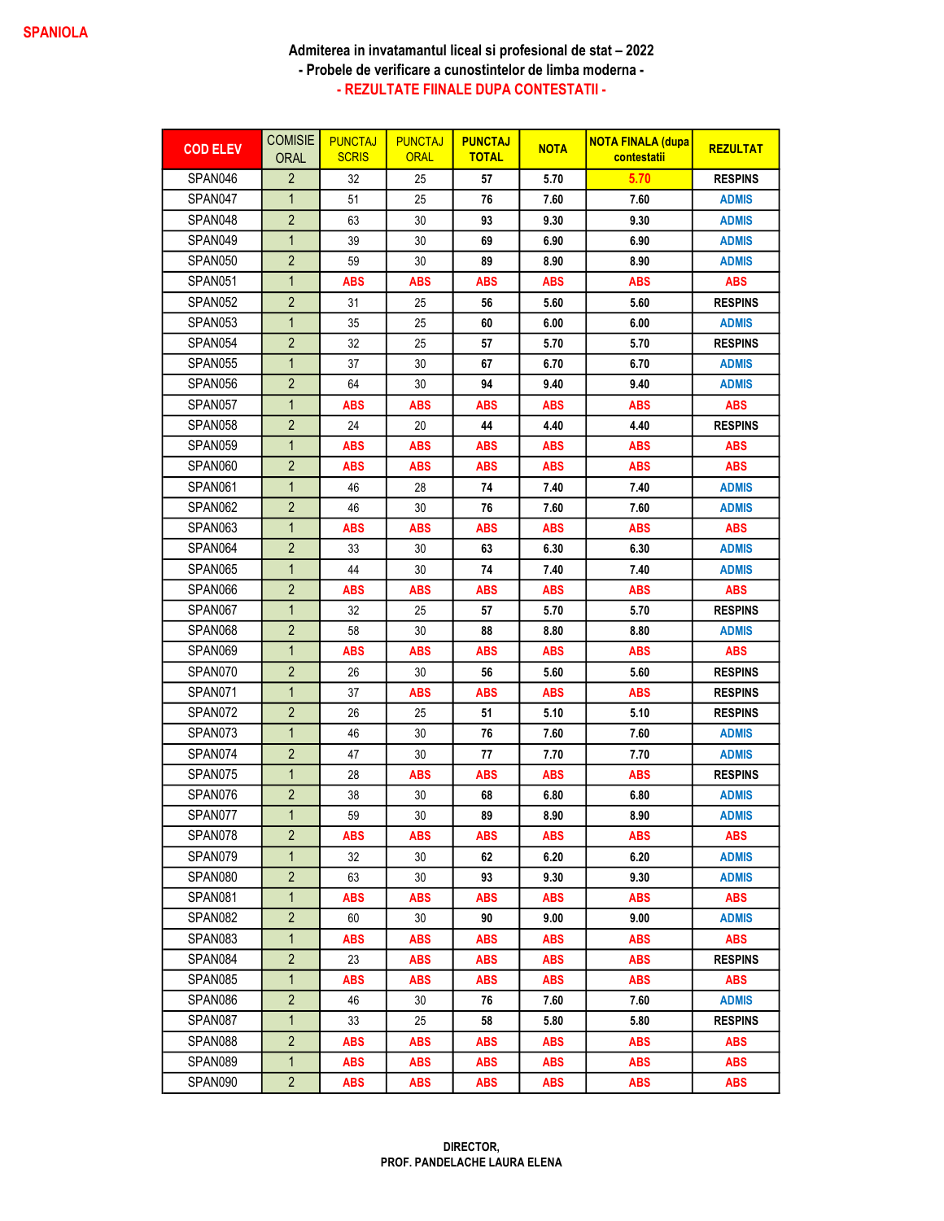SPANIOLA

**Admiterea in invatamantul liceal si profesional de stat – 2022**

**- Probele de verificare a cunostintelor de limba moderna -**

**- REZULTATE FIINALE DUPA CONTESTATII -**

| COD ELEV | COMISIE ORAL | PUNCTAJ SCRIS | PUNCTAJ ORAL | PUNCTAJ TOTAL | NOTA | NOTA FINALA (dupa contestatii | REZULTAT |
|---|---|---|---|---|---|---|---|
| SPAN046 | 2 | 32 | 25 | 57 | 5.70 | 5.70 | RESPINS |
| SPAN047 | 1 | 51 | 25 | 76 | 7.60 | 7.60 | ADMIS |
| SPAN048 | 2 | 63 | 30 | 93 | 9.30 | 9.30 | ADMIS |
| SPAN049 | 1 | 39 | 30 | 69 | 6.90 | 6.90 | ADMIS |
| SPAN050 | 2 | 59 | 30 | 89 | 8.90 | 8.90 | ADMIS |
| SPAN051 | 1 | ABS | ABS | ABS | ABS | ABS | ABS |
| SPAN052 | 2 | 31 | 25 | 56 | 5.60 | 5.60 | RESPINS |
| SPAN053 | 1 | 35 | 25 | 60 | 6.00 | 6.00 | ADMIS |
| SPAN054 | 2 | 32 | 25 | 57 | 5.70 | 5.70 | RESPINS |
| SPAN055 | 1 | 37 | 30 | 67 | 6.70 | 6.70 | ADMIS |
| SPAN056 | 2 | 64 | 30 | 94 | 9.40 | 9.40 | ADMIS |
| SPAN057 | 1 | ABS | ABS | ABS | ABS | ABS | ABS |
| SPAN058 | 2 | 24 | 20 | 44 | 4.40 | 4.40 | RESPINS |
| SPAN059 | 1 | ABS | ABS | ABS | ABS | ABS | ABS |
| SPAN060 | 2 | ABS | ABS | ABS | ABS | ABS | ABS |
| SPAN061 | 1 | 46 | 28 | 74 | 7.40 | 7.40 | ADMIS |
| SPAN062 | 2 | 46 | 30 | 76 | 7.60 | 7.60 | ADMIS |
| SPAN063 | 1 | ABS | ABS | ABS | ABS | ABS | ABS |
| SPAN064 | 2 | 33 | 30 | 63 | 6.30 | 6.30 | ADMIS |
| SPAN065 | 1 | 44 | 30 | 74 | 7.40 | 7.40 | ADMIS |
| SPAN066 | 2 | ABS | ABS | ABS | ABS | ABS | ABS |
| SPAN067 | 1 | 32 | 25 | 57 | 5.70 | 5.70 | RESPINS |
| SPAN068 | 2 | 58 | 30 | 88 | 8.80 | 8.80 | ADMIS |
| SPAN069 | 1 | ABS | ABS | ABS | ABS | ABS | ABS |
| SPAN070 | 2 | 26 | 30 | 56 | 5.60 | 5.60 | RESPINS |
| SPAN071 | 1 | 37 | ABS | ABS | ABS | ABS | RESPINS |
| SPAN072 | 2 | 26 | 25 | 51 | 5.10 | 5.10 | RESPINS |
| SPAN073 | 1 | 46 | 30 | 76 | 7.60 | 7.60 | ADMIS |
| SPAN074 | 2 | 47 | 30 | 77 | 7.70 | 7.70 | ADMIS |
| SPAN075 | 1 | 28 | ABS | ABS | ABS | ABS | RESPINS |
| SPAN076 | 2 | 38 | 30 | 68 | 6.80 | 6.80 | ADMIS |
| SPAN077 | 1 | 59 | 30 | 89 | 8.90 | 8.90 | ADMIS |
| SPAN078 | 2 | ABS | ABS | ABS | ABS | ABS | ABS |
| SPAN079 | 1 | 32 | 30 | 62 | 6.20 | 6.20 | ADMIS |
| SPAN080 | 2 | 63 | 30 | 93 | 9.30 | 9.30 | ADMIS |
| SPAN081 | 1 | ABS | ABS | ABS | ABS | ABS | ABS |
| SPAN082 | 2 | 60 | 30 | 90 | 9.00 | 9.00 | ADMIS |
| SPAN083 | 1 | ABS | ABS | ABS | ABS | ABS | ABS |
| SPAN084 | 2 | 23 | ABS | ABS | ABS | ABS | RESPINS |
| SPAN085 | 1 | ABS | ABS | ABS | ABS | ABS | ABS |
| SPAN086 | 2 | 46 | 30 | 76 | 7.60 | 7.60 | ADMIS |
| SPAN087 | 1 | 33 | 25 | 58 | 5.80 | 5.80 | RESPINS |
| SPAN088 | 2 | ABS | ABS | ABS | ABS | ABS | ABS |
| SPAN089 | 1 | ABS | ABS | ABS | ABS | ABS | ABS |
| SPAN090 | 2 | ABS | ABS | ABS | ABS | ABS | ABS |

**DIRECTOR,**
**PROF. PANDELACHE LAURA ELENA**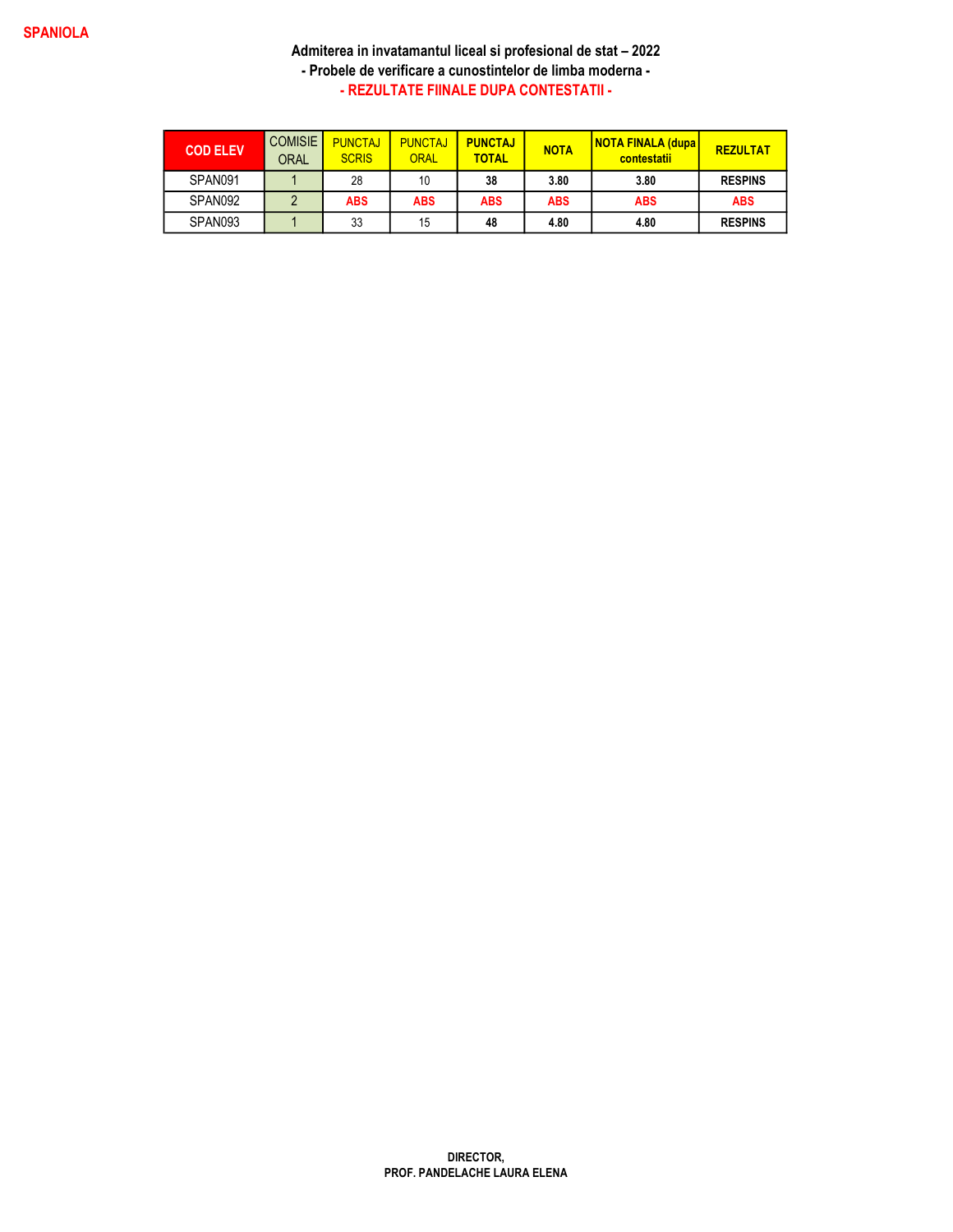**SPANIOLA**

**Admiterea in invatamantul liceal si profesional de stat – 2022**
**- Probele de verificare a cunostintelor de limba moderna -**
**- REZULTATE FIINALE DUPA CONTESTATII -**

| COD ELEV | COMISIE ORAL | PUNCTAJ SCRIS | PUNCTAJ ORAL | PUNCTAJ TOTAL | NOTA | NOTA FINALA (dupa contestatii | REZULTAT |
|---|---|---|---|---|---|---|---|
| SPAN091 | 1 | 28 | 10 | **38** | **3.80** | **3.80** | **RESPINS** |
| SPAN092 | 2 | **ABS** | **ABS** | **ABS** | **ABS** | **ABS** | **ABS** |
| SPAN093 | 1 | 33 | 15 | **48** | **4.80** | **4.80** | **RESPINS** |

**DIRECTOR,**
**PROF. PANDELACHE LAURA ELENA**